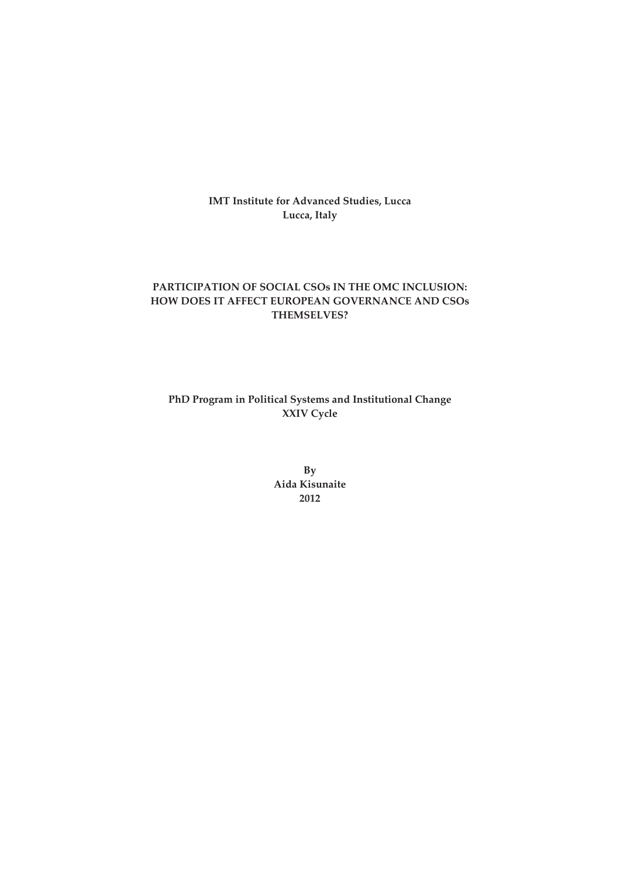**IMT Institute for Advanced Studies, Lucca**
**Lucca, Italy**

# PARTICIPATION OF SOCIAL CSOs IN THE OMC INCLUSION: HOW DOES IT AFFECT EUROPEAN GOVERNANCE AND CSOs THEMSELVES?

**PhD Program in Political Systems and Institutional Change**
**XXIV Cycle**

**By**
**Aida Kisunaite**
**2012**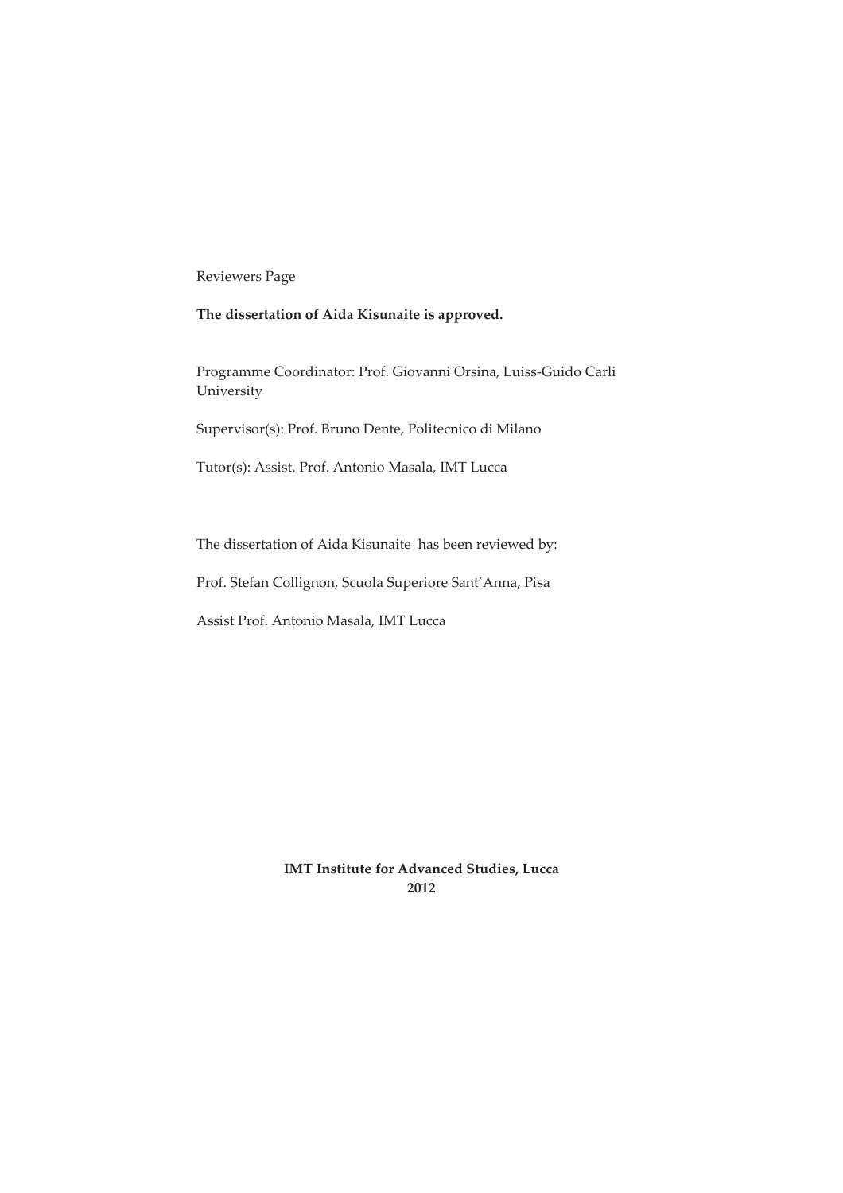Reviewers Page

**The dissertation of Aida Kisunaite is approved.**

Programme Coordinator: Prof. Giovanni Orsina, Luiss-Guido Carli University

Supervisor(s): Prof. Bruno Dente, Politecnico di Milano

Tutor(s): Assist. Prof. Antonio Masala, IMT Lucca

The dissertation of Aida Kisunaite has been reviewed by:

Prof. Stefan Collignon, Scuola Superiore Sant'Anna, Pisa

Assist Prof. Antonio Masala, IMT Lucca

**IMT Institute for Advanced Studies, Lucca**
**2012**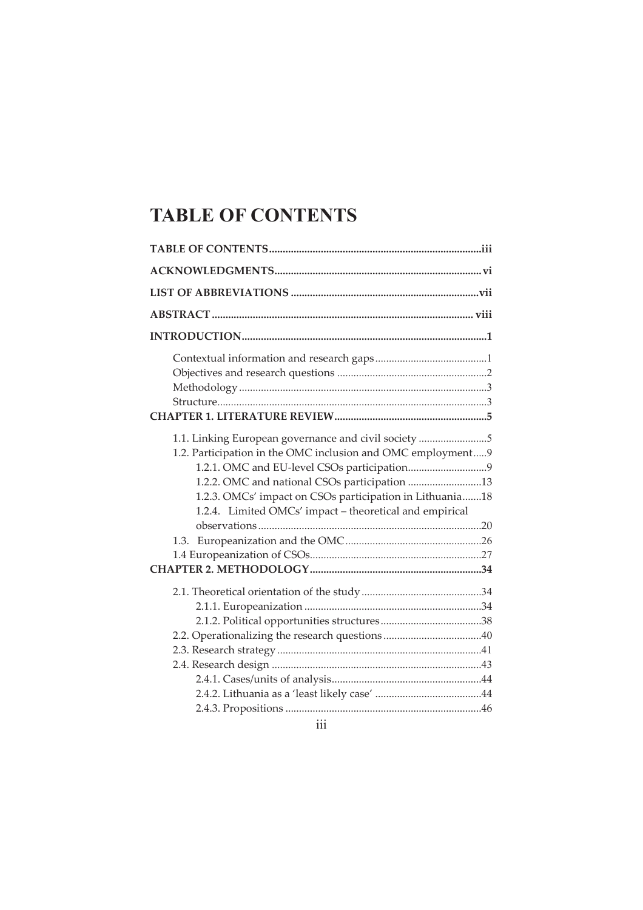# TABLE OF CONTENTS

**TABLE OF CONTENTS** ........................................................................ **iii**

**ACKNOWLEDGMENTS** ........................................................................ **vi**

**LIST OF ABBREVIATIONS** ................................................................ **vii**

**ABSTRACT** ........................................................................................ **viii**

**INTRODUCTION** .................................................................................. **1**

- Contextual information and research gaps .......................................... 1
- Objectives and research questions ...................................................... 2
- Methodology .......................................................................................... 3
- Structure ................................................................................................. 3

**CHAPTER 1. LITERATURE REVIEW** ....................................................... **5**

- 1.1. Linking European governance and civil society ............................. 5
- 1.2. Participation in the OMC inclusion and OMC employment ........... 9
  - 1.2.1. OMC and EU-level CSOs participation ................................... 9
  - 1.2.2. OMC and national CSOs participation .................................. 13
  - 1.2.3. OMCs' impact on CSOs participation in Lithuania ................ 18
  - 1.2.4. Limited OMCs' impact – theoretical and empirical observations ....................................................................................... 20
- 1.3. Europeanization and the OMC ....................................................... 26
- 1.4 Europeanization of CSOs ................................................................. 27

**CHAPTER 2. METHODOLOGY** ............................................................... **34**

- 2.1. Theoretical orientation of the study ............................................... 34
  - 2.1.1. Europeanization ..................................................................... 34
  - 2.1.2. Political opportunities structures ........................................... 38
- 2.2. Operationalizing the research questions ........................................ 40
- 2.3. Research strategy ........................................................................... 41
- 2.4. Research design .............................................................................. 43
  - 2.4.1. Cases/units of analysis ........................................................... 44
  - 2.4.2. Lithuania as a 'least likely case' ............................................ 44
  - 2.4.3. Propositions ........................................................................... 46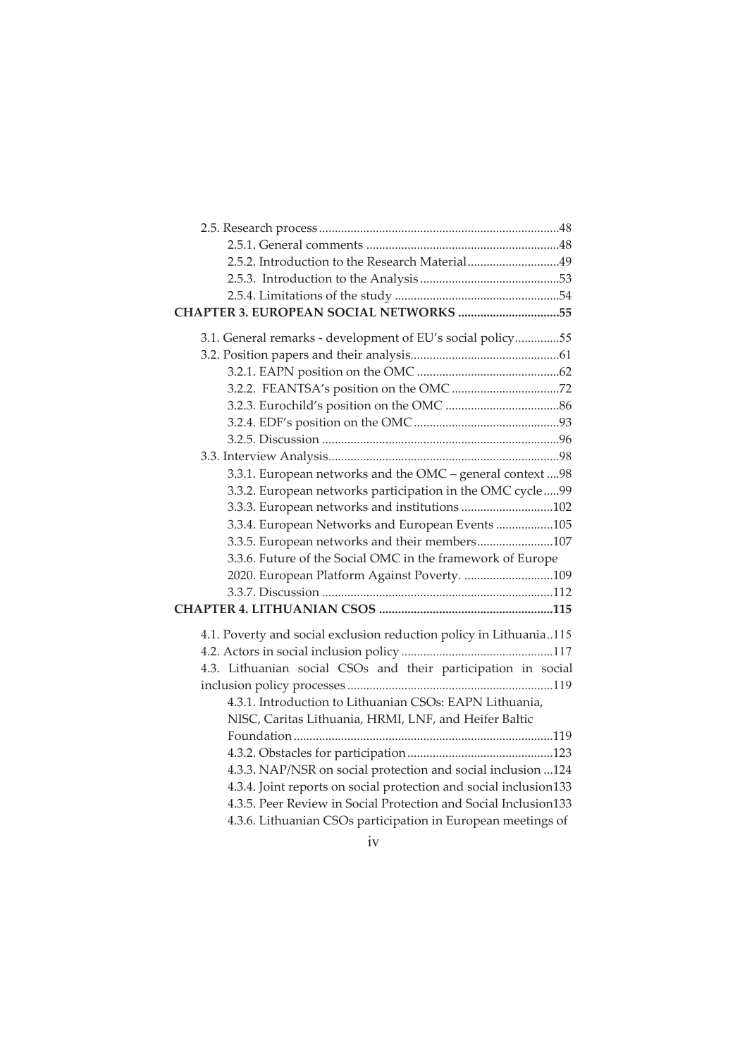2.5. Research process ........................................................................48

2.5.1. General comments ............................................................48

2.5.2. Introduction to the Research Material.............................49

2.5.3. Introduction to the Analysis ............................................53

2.5.4. Limitations of the study ....................................................54

**CHAPTER 3. EUROPEAN SOCIAL NETWORKS ................................55**

3.1. General remarks - development of EU's social policy..............55

3.2. Position papers and their analysis...............................................61

3.2.1. EAPN position on the OMC .............................................62

3.2.2. FEANTSA's position on the OMC ..................................72

3.2.3. Eurochild's position on the OMC ....................................86

3.2.4. EDF's position on the OMC ..............................................93

3.2.5. Discussion ...........................................................................96

3.3. Interview Analysis.........................................................................98

3.3.1. European networks and the OMC – general context ....98

3.3.2. European networks participation in the OMC cycle.....99

3.3.3. European networks and institutions .............................102

3.3.4. European Networks and European Events ..................105

3.3.5. European networks and their members........................107

3.3.6. Future of the Social OMC in the framework of Europe 2020. European Platform Against Poverty. ............................109

3.3.7. Discussion .........................................................................112

**CHAPTER 4. LITHUANIAN CSOS .......................................................115**

4.1. Poverty and social exclusion reduction policy in Lithuania..115

4.2. Actors in social inclusion policy ................................................117

4.3. Lithuanian social CSOs and their participation in social inclusion policy processes .................................................................119

4.3.1. Introduction to Lithuanian CSOs: EAPN Lithuania, NISC, Caritas Lithuania, HRMI, LNF, and Heifer Baltic Foundation.................................................................................119

4.3.2. Obstacles for participation..............................................123

4.3.3. NAP/NSR on social protection and social inclusion ...124

4.3.4. Joint reports on social protection and social inclusion133

4.3.5. Peer Review in Social Protection and Social Inclusion133

4.3.6. Lithuanian CSOs participation in European meetings of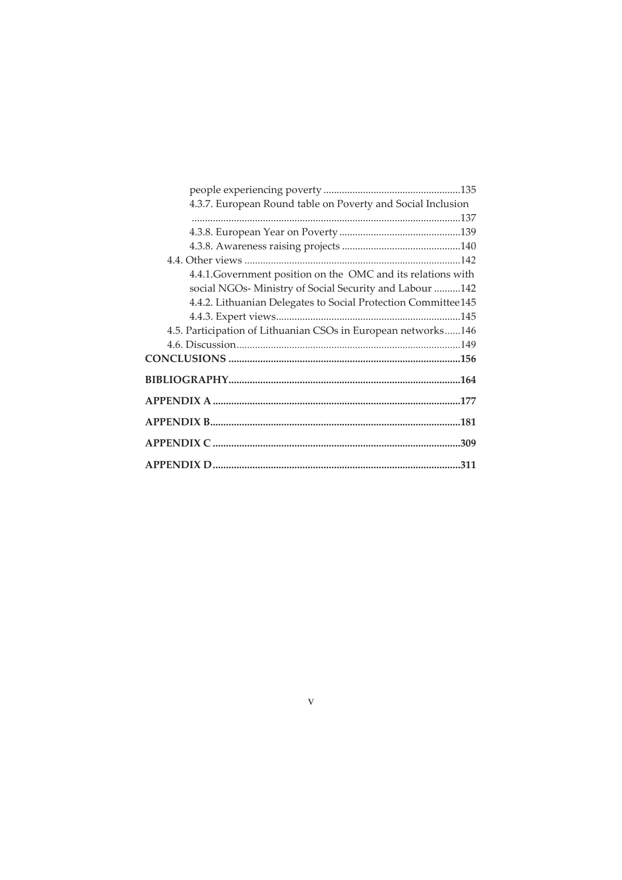people experiencing poverty ....................................................135

4.3.7. European Round table on Poverty and Social Inclusion ......................................................................................................137

4.3.8. European Year on Poverty ..............................................139

4.3.8. Awareness raising projects .............................................140

4.4. Other views ..................................................................................142

4.4.1.Government position on the OMC and its relations with social NGOs- Ministry of Social Security and Labour ..........142

4.4.2. Lithuanian Delegates to Social Protection Committee145

4.4.3. Expert views......................................................................145

4.5. Participation of Lithuanian CSOs in European networks......146

4.6. Discussion.....................................................................................149

**CONCLUSIONS .......................................................................................156**

**BIBLIOGRAPHY.......................................................................................164**

**APPENDIX A .............................................................................................177**

**APPENDIX B..............................................................................................181**

**APPENDIX C .............................................................................................309**

**APPENDIX D.............................................................................................311**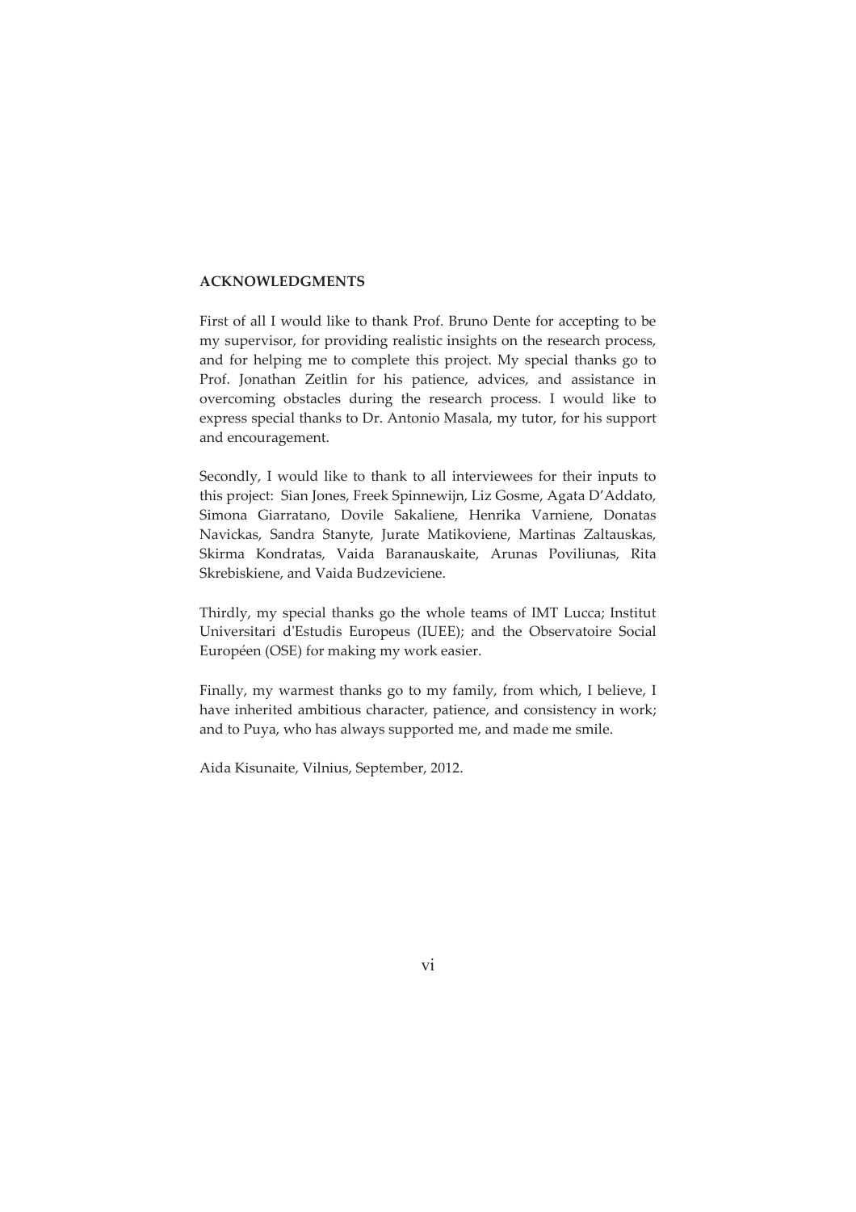## ACKNOWLEDGMENTS

First of all I would like to thank Prof. Bruno Dente for accepting to be my supervisor, for providing realistic insights on the research process, and for helping me to complete this project. My special thanks go to Prof. Jonathan Zeitlin for his patience, advices, and assistance in overcoming obstacles during the research process. I would like to express special thanks to Dr. Antonio Masala, my tutor, for his support and encouragement.

Secondly, I would like to thank to all interviewees for their inputs to this project: Sian Jones, Freek Spinnewijn, Liz Gosme, Agata D'Addato, Simona Giarratano, Dovile Sakaliene, Henrika Varniene, Donatas Navickas, Sandra Stanyte, Jurate Matikoviene, Martinas Zaltauskas, Skirma Kondratas, Vaida Baranauskaite, Arunas Poviliunas, Rita Skrebiskiene, and Vaida Budzeviciene.

Thirdly, my special thanks go the whole teams of IMT Lucca; Institut Universitari d'Estudis Europeus (IUEE); and the Observatoire Social Européen (OSE) for making my work easier.

Finally, my warmest thanks go to my family, from which, I believe, I have inherited ambitious character, patience, and consistency in work; and to Puya, who has always supported me, and made me smile.

Aida Kisunaite, Vilnius, September, 2012.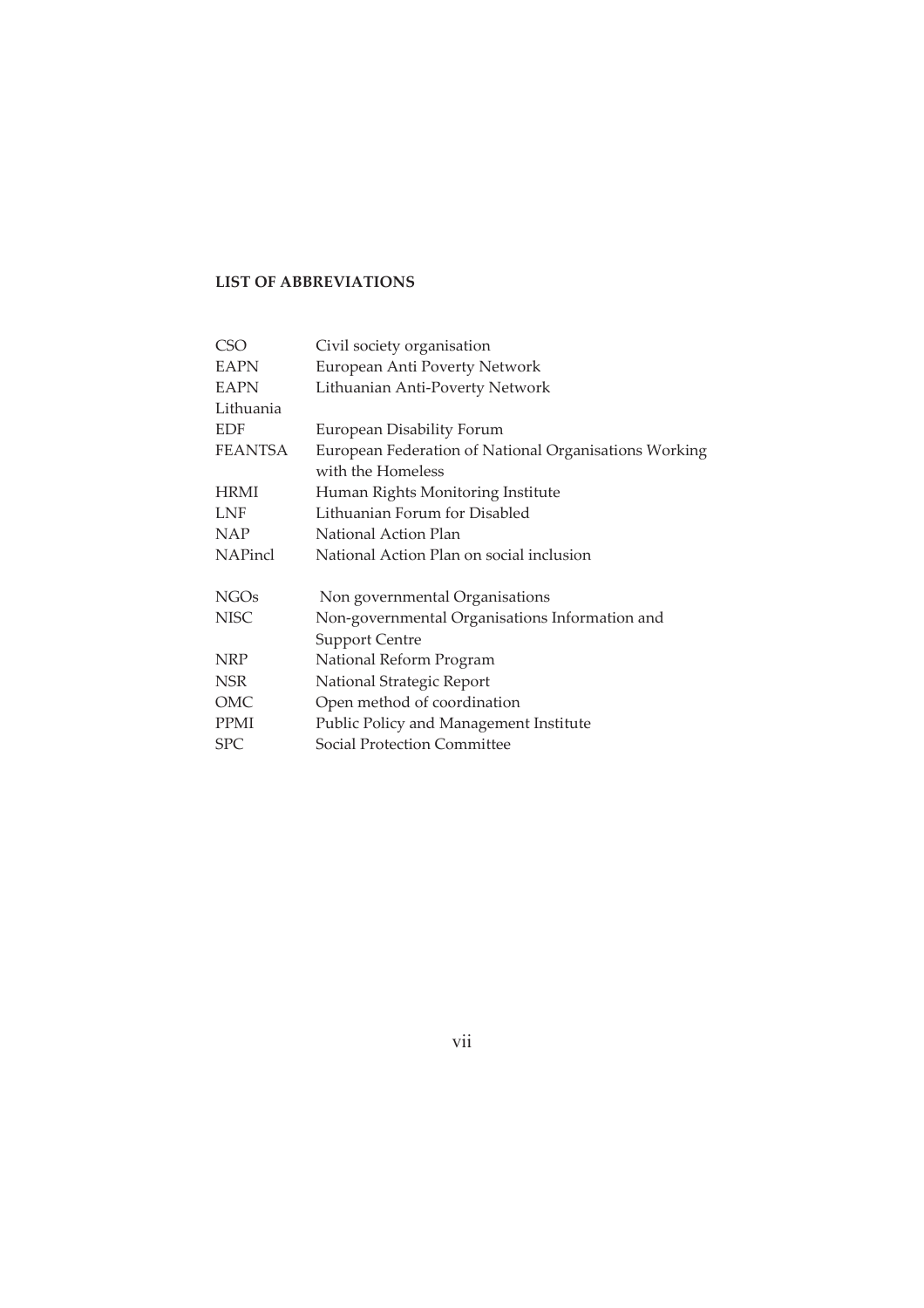**LIST OF ABBREVIATIONS**

| | |
|---|---|
| CSO | Civil society organisation |
| EAPN | European Anti Poverty Network |
| EAPN Lithuania | Lithuanian Anti-Poverty Network |
| EDF | European Disability Forum |
| FEANTSA | European Federation of National Organisations Working with the Homeless |
| HRMI | Human Rights Monitoring Institute |
| LNF | Lithuanian Forum for Disabled |
| NAP | National Action Plan |
| NAPincl | National Action Plan on social inclusion |
| NGOs | Non governmental Organisations |
| NISC | Non-governmental Organisations Information and Support Centre |
| NRP | National Reform Program |
| NSR | National Strategic Report |
| OMC | Open method of coordination |
| PPMI | Public Policy and Management Institute |
| SPC | Social Protection Committee |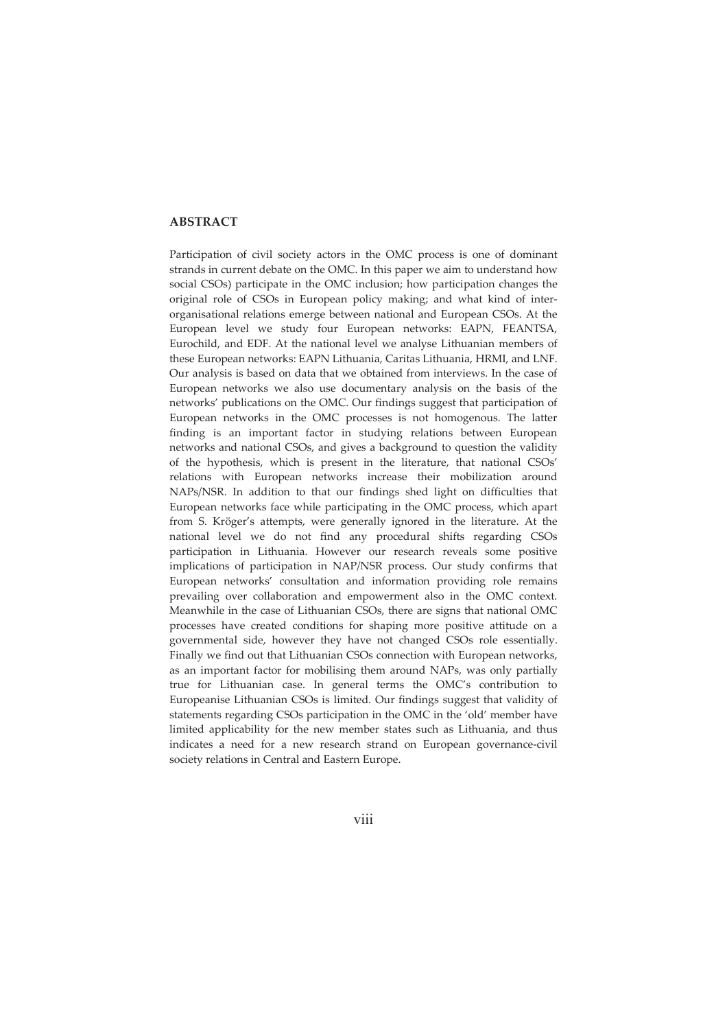**ABSTRACT**

Participation of civil society actors in the OMC process is one of dominant strands in current debate on the OMC. In this paper we aim to understand how social CSOs) participate in the OMC inclusion; how participation changes the original role of CSOs in European policy making; and what kind of inter-organisational relations emerge between national and European CSOs. At the European level we study four European networks: EAPN, FEANTSA, Eurochild, and EDF. At the national level we analyse Lithuanian members of these European networks: EAPN Lithuania, Caritas Lithuania, HRMI, and LNF. Our analysis is based on data that we obtained from interviews. In the case of European networks we also use documentary analysis on the basis of the networks' publications on the OMC. Our findings suggest that participation of European networks in the OMC processes is not homogenous. The latter finding is an important factor in studying relations between European networks and national CSOs, and gives a background to question the validity of the hypothesis, which is present in the literature, that national CSOs' relations with European networks increase their mobilization around NAPs/NSR. In addition to that our findings shed light on difficulties that European networks face while participating in the OMC process, which apart from S. Kröger's attempts, were generally ignored in the literature. At the national level we do not find any procedural shifts regarding CSOs participation in Lithuania. However our research reveals some positive implications of participation in NAP/NSR process. Our study confirms that European networks' consultation and information providing role remains prevailing over collaboration and empowerment also in the OMC context. Meanwhile in the case of Lithuanian CSOs, there are signs that national OMC processes have created conditions for shaping more positive attitude on a governmental side, however they have not changed CSOs role essentially. Finally we find out that Lithuanian CSOs connection with European networks, as an important factor for mobilising them around NAPs, was only partially true for Lithuanian case. In general terms the OMC's contribution to Europeanise Lithuanian CSOs is limited. Our findings suggest that validity of statements regarding CSOs participation in the OMC in the 'old' member have limited applicability for the new member states such as Lithuania, and thus indicates a need for a new research strand on European governance-civil society relations in Central and Eastern Europe.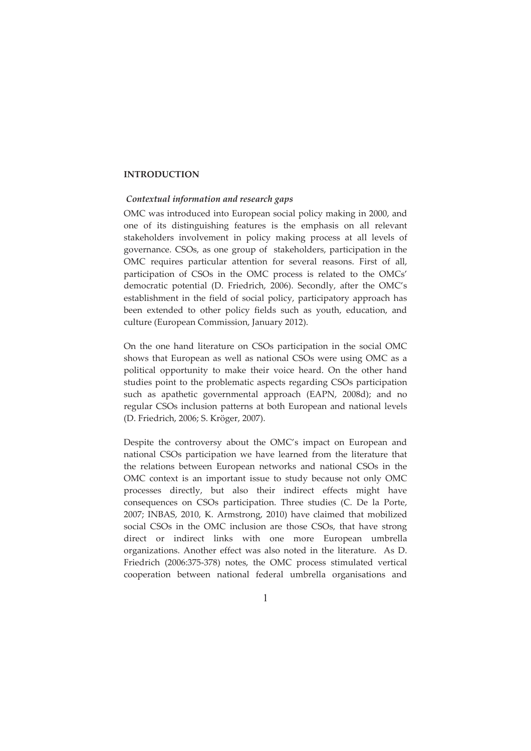# INTRODUCTION

*Contextual information and research gaps*

OMC was introduced into European social policy making in 2000, and one of its distinguishing features is the emphasis on all relevant stakeholders involvement in policy making process at all levels of governance. CSOs, as one group of stakeholders, participation in the OMC requires particular attention for several reasons. First of all, participation of CSOs in the OMC process is related to the OMCs' democratic potential (D. Friedrich, 2006). Secondly, after the OMC's establishment in the field of social policy, participatory approach has been extended to other policy fields such as youth, education, and culture (European Commission, January 2012).

On the one hand literature on CSOs participation in the social OMC shows that European as well as national CSOs were using OMC as a political opportunity to make their voice heard. On the other hand studies point to the problematic aspects regarding CSOs participation such as apathetic governmental approach (EAPN, 2008d); and no regular CSOs inclusion patterns at both European and national levels (D. Friedrich, 2006; S. Kröger, 2007).

Despite the controversy about the OMC's impact on European and national CSOs participation we have learned from the literature that the relations between European networks and national CSOs in the OMC context is an important issue to study because not only OMC processes directly, but also their indirect effects might have consequences on CSOs participation. Three studies (C. De la Porte, 2007; INBAS, 2010, K. Armstrong, 2010) have claimed that mobilized social CSOs in the OMC inclusion are those CSOs, that have strong direct or indirect links with one more European umbrella organizations. Another effect was also noted in the literature. As D. Friedrich (2006:375-378) notes, the OMC process stimulated vertical cooperation between national federal umbrella organisations and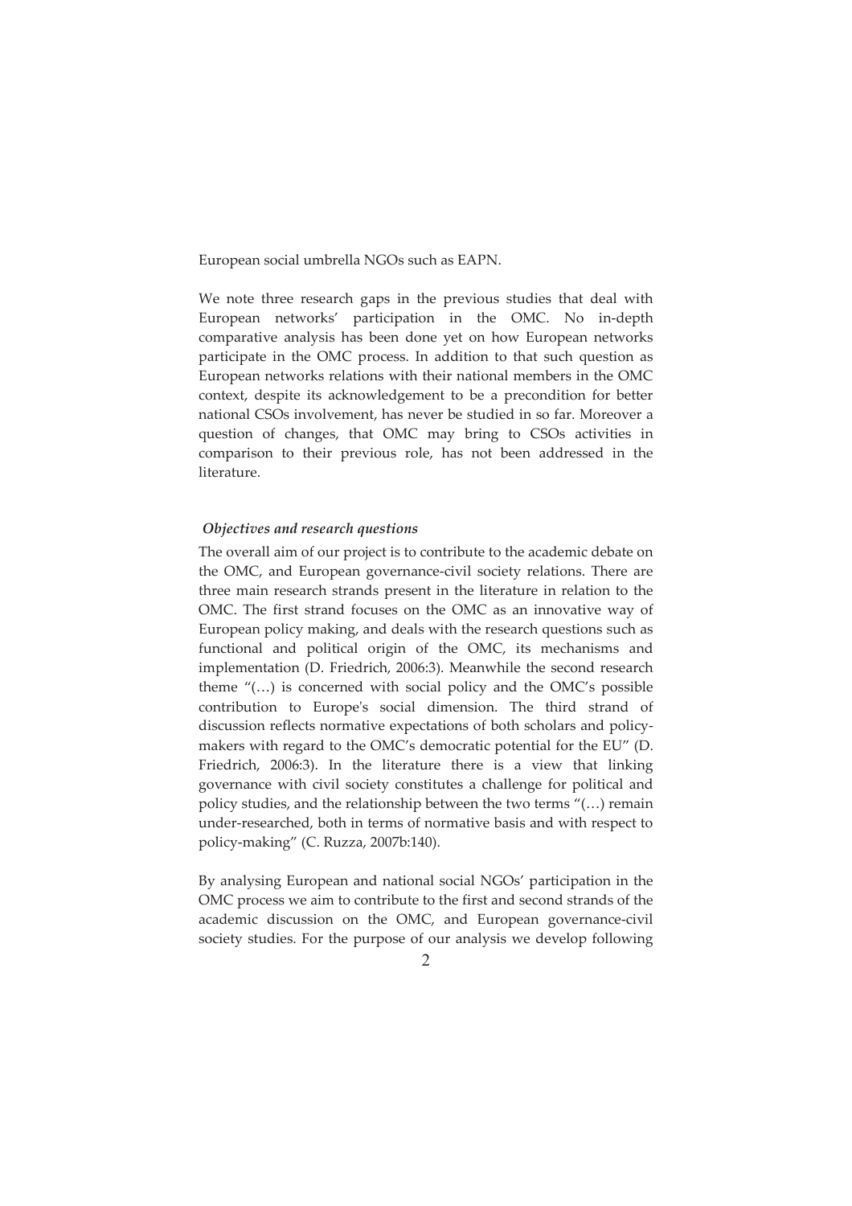European social umbrella NGOs such as EAPN.

We note three research gaps in the previous studies that deal with European networks' participation in the OMC. No in-depth comparative analysis has been done yet on how European networks participate in the OMC process. In addition to that such question as European networks relations with their national members in the OMC context, despite its acknowledgement to be a precondition for better national CSOs involvement, has never be studied in so far. Moreover a question of changes, that OMC may bring to CSOs activities in comparison to their previous role, has not been addressed in the literature.

***Objectives and research questions***

The overall aim of our project is to contribute to the academic debate on the OMC, and European governance-civil society relations. There are three main research strands present in the literature in relation to the OMC. The first strand focuses on the OMC as an innovative way of European policy making, and deals with the research questions such as functional and political origin of the OMC, its mechanisms and implementation (D. Friedrich, 2006:3). Meanwhile the second research theme "(…) is concerned with social policy and the OMC's possible contribution to Europe's social dimension. The third strand of discussion reflects normative expectations of both scholars and policy-makers with regard to the OMC's democratic potential for the EU" (D. Friedrich, 2006:3). In the literature there is a view that linking governance with civil society constitutes a challenge for political and policy studies, and the relationship between the two terms "(…) remain under-researched, both in terms of normative basis and with respect to policy-making" (C. Ruzza, 2007b:140).

By analysing European and national social NGOs' participation in the OMC process we aim to contribute to the first and second strands of the academic discussion on the OMC, and European governance-civil society studies. For the purpose of our analysis we develop following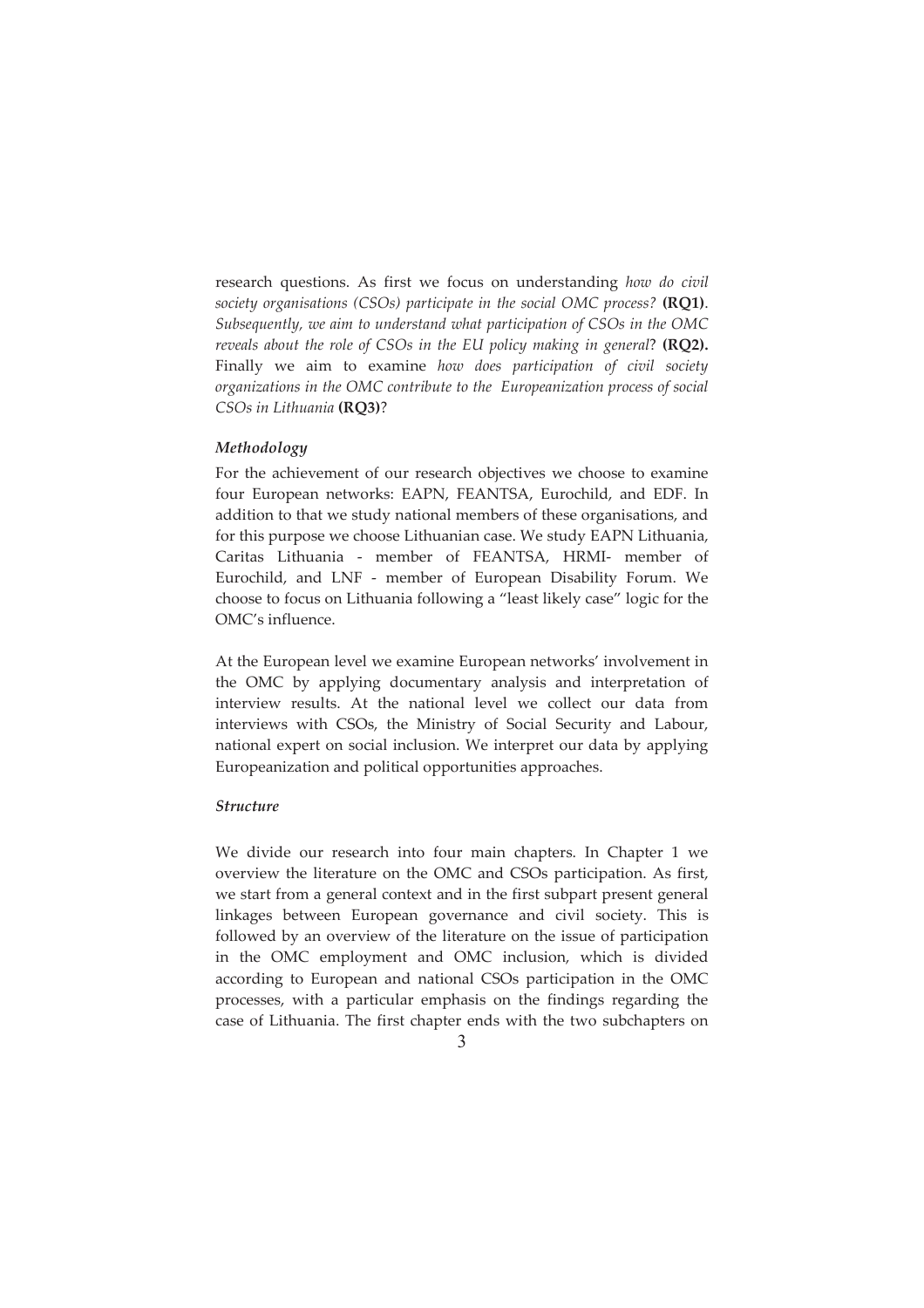research questions. As first we focus on understanding *how do civil society organisations (CSOs) participate in the social OMC process?* **(RQ1)**. *Subsequently, we aim to understand what participation of CSOs in the OMC reveals about the role of CSOs in the EU policy making in general*? **(RQ2).** Finally we aim to examine *how does participation of civil society organizations in the OMC contribute to the Europeanization process of social CSOs in Lithuania* **(RQ3)**?

### *Methodology*

For the achievement of our research objectives we choose to examine four European networks: EAPN, FEANTSA, Eurochild, and EDF. In addition to that we study national members of these organisations, and for this purpose we choose Lithuanian case. We study EAPN Lithuania, Caritas Lithuania - member of FEANTSA, HRMI- member of Eurochild, and LNF - member of European Disability Forum. We choose to focus on Lithuania following a "least likely case" logic for the OMC's influence.

At the European level we examine European networks' involvement in the OMC by applying documentary analysis and interpretation of interview results. At the national level we collect our data from interviews with CSOs, the Ministry of Social Security and Labour, national expert on social inclusion. We interpret our data by applying Europeanization and political opportunities approaches.

### *Structure*

We divide our research into four main chapters. In Chapter 1 we overview the literature on the OMC and CSOs participation. As first, we start from a general context and in the first subpart present general linkages between European governance and civil society. This is followed by an overview of the literature on the issue of participation in the OMC employment and OMC inclusion, which is divided according to European and national CSOs participation in the OMC processes, with a particular emphasis on the findings regarding the case of Lithuania. The first chapter ends with the two subchapters on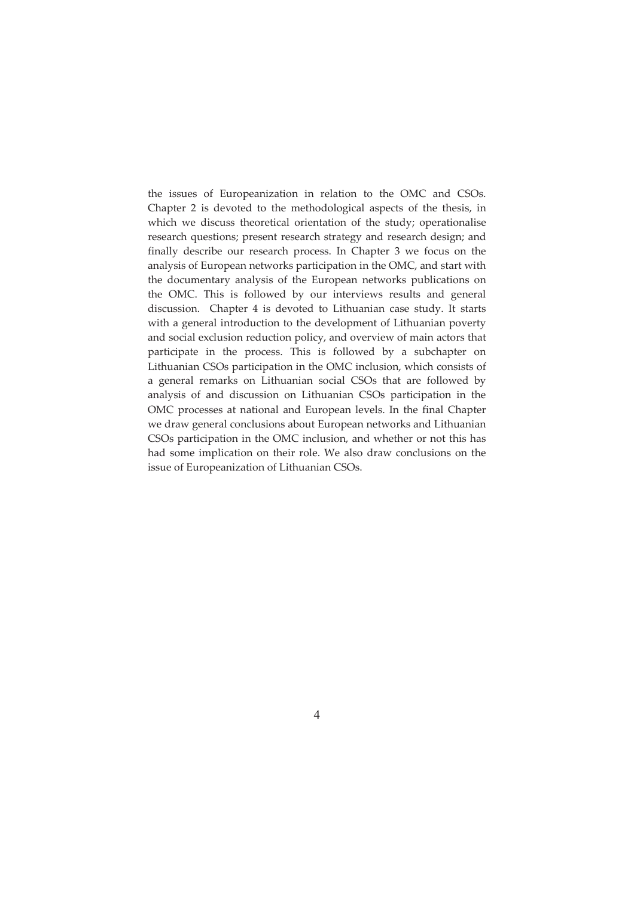the issues of Europeanization in relation to the OMC and CSOs. Chapter 2 is devoted to the methodological aspects of the thesis, in which we discuss theoretical orientation of the study; operationalise research questions; present research strategy and research design; and finally describe our research process. In Chapter 3 we focus on the analysis of European networks participation in the OMC, and start with the documentary analysis of the European networks publications on the OMC. This is followed by our interviews results and general discussion. Chapter 4 is devoted to Lithuanian case study. It starts with a general introduction to the development of Lithuanian poverty and social exclusion reduction policy, and overview of main actors that participate in the process. This is followed by a subchapter on Lithuanian CSOs participation in the OMC inclusion, which consists of a general remarks on Lithuanian social CSOs that are followed by analysis of and discussion on Lithuanian CSOs participation in the OMC processes at national and European levels. In the final Chapter we draw general conclusions about European networks and Lithuanian CSOs participation in the OMC inclusion, and whether or not this has had some implication on their role. We also draw conclusions on the issue of Europeanization of Lithuanian CSOs.